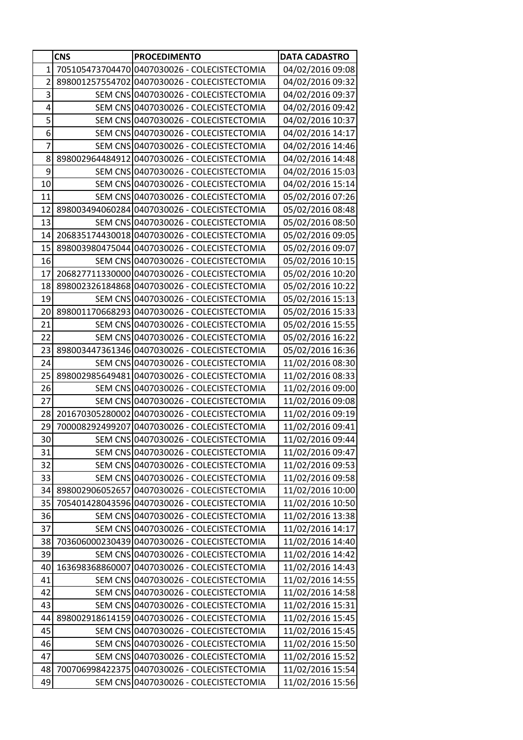|  | CNS | PROCEDIMENTO | DATA CADASTRO |
|---|---|---|---|
| 1 | 705105473704470 | 0407030026 - COLECISTECTOMIA | 04/02/2016 09:08 |
| 2 | 898001257554702 | 0407030026 - COLECISTECTOMIA | 04/02/2016 09:32 |
| 3 | SEM CNS | 0407030026 - COLECISTECTOMIA | 04/02/2016 09:37 |
| 4 | SEM CNS | 0407030026 - COLECISTECTOMIA | 04/02/2016 09:42 |
| 5 | SEM CNS | 0407030026 - COLECISTECTOMIA | 04/02/2016 10:37 |
| 6 | SEM CNS | 0407030026 - COLECISTECTOMIA | 04/02/2016 14:17 |
| 7 | SEM CNS | 0407030026 - COLECISTECTOMIA | 04/02/2016 14:46 |
| 8 | 898002964484912 | 0407030026 - COLECISTECTOMIA | 04/02/2016 14:48 |
| 9 | SEM CNS | 0407030026 - COLECISTECTOMIA | 04/02/2016 15:03 |
| 10 | SEM CNS | 0407030026 - COLECISTECTOMIA | 04/02/2016 15:14 |
| 11 | SEM CNS | 0407030026 - COLECISTECTOMIA | 05/02/2016 07:26 |
| 12 | 898003494060284 | 0407030026 - COLECISTECTOMIA | 05/02/2016 08:48 |
| 13 | SEM CNS | 0407030026 - COLECISTECTOMIA | 05/02/2016 08:50 |
| 14 | 206835174430018 | 0407030026 - COLECISTECTOMIA | 05/02/2016 09:05 |
| 15 | 898003980475044 | 0407030026 - COLECISTECTOMIA | 05/02/2016 09:07 |
| 16 | SEM CNS | 0407030026 - COLECISTECTOMIA | 05/02/2016 10:15 |
| 17 | 206827711330000 | 0407030026 - COLECISTECTOMIA | 05/02/2016 10:20 |
| 18 | 898002326184868 | 0407030026 - COLECISTECTOMIA | 05/02/2016 10:22 |
| 19 | SEM CNS | 0407030026 - COLECISTECTOMIA | 05/02/2016 15:13 |
| 20 | 898001170668293 | 0407030026 - COLECISTECTOMIA | 05/02/2016 15:33 |
| 21 | SEM CNS | 0407030026 - COLECISTECTOMIA | 05/02/2016 15:55 |
| 22 | SEM CNS | 0407030026 - COLECISTECTOMIA | 05/02/2016 16:22 |
| 23 | 898003447361346 | 0407030026 - COLECISTECTOMIA | 05/02/2016 16:36 |
| 24 | SEM CNS | 0407030026 - COLECISTECTOMIA | 11/02/2016 08:30 |
| 25 | 898002985649481 | 0407030026 - COLECISTECTOMIA | 11/02/2016 08:33 |
| 26 | SEM CNS | 0407030026 - COLECISTECTOMIA | 11/02/2016 09:00 |
| 27 | SEM CNS | 0407030026 - COLECISTECTOMIA | 11/02/2016 09:08 |
| 28 | 201670305280002 | 0407030026 - COLECISTECTOMIA | 11/02/2016 09:19 |
| 29 | 700008292499207 | 0407030026 - COLECISTECTOMIA | 11/02/2016 09:41 |
| 30 | SEM CNS | 0407030026 - COLECISTECTOMIA | 11/02/2016 09:44 |
| 31 | SEM CNS | 0407030026 - COLECISTECTOMIA | 11/02/2016 09:47 |
| 32 | SEM CNS | 0407030026 - COLECISTECTOMIA | 11/02/2016 09:53 |
| 33 | SEM CNS | 0407030026 - COLECISTECTOMIA | 11/02/2016 09:58 |
| 34 | 898002906052657 | 0407030026 - COLECISTECTOMIA | 11/02/2016 10:00 |
| 35 | 705401428043596 | 0407030026 - COLECISTECTOMIA | 11/02/2016 10:50 |
| 36 | SEM CNS | 0407030026 - COLECISTECTOMIA | 11/02/2016 13:38 |
| 37 | SEM CNS | 0407030026 - COLECISTECTOMIA | 11/02/2016 14:17 |
| 38 | 703606000230439 | 0407030026 - COLECISTECTOMIA | 11/02/2016 14:40 |
| 39 | SEM CNS | 0407030026 - COLECISTECTOMIA | 11/02/2016 14:42 |
| 40 | 163698368860007 | 0407030026 - COLECISTECTOMIA | 11/02/2016 14:43 |
| 41 | SEM CNS | 0407030026 - COLECISTECTOMIA | 11/02/2016 14:55 |
| 42 | SEM CNS | 0407030026 - COLECISTECTOMIA | 11/02/2016 14:58 |
| 43 | SEM CNS | 0407030026 - COLECISTECTOMIA | 11/02/2016 15:31 |
| 44 | 898002918614159 | 0407030026 - COLECISTECTOMIA | 11/02/2016 15:45 |
| 45 | SEM CNS | 0407030026 - COLECISTECTOMIA | 11/02/2016 15:45 |
| 46 | SEM CNS | 0407030026 - COLECISTECTOMIA | 11/02/2016 15:50 |
| 47 | SEM CNS | 0407030026 - COLECISTECTOMIA | 11/02/2016 15:52 |
| 48 | 700706998422375 | 0407030026 - COLECISTECTOMIA | 11/02/2016 15:54 |
| 49 | SEM CNS | 0407030026 - COLECISTECTOMIA | 11/02/2016 15:56 |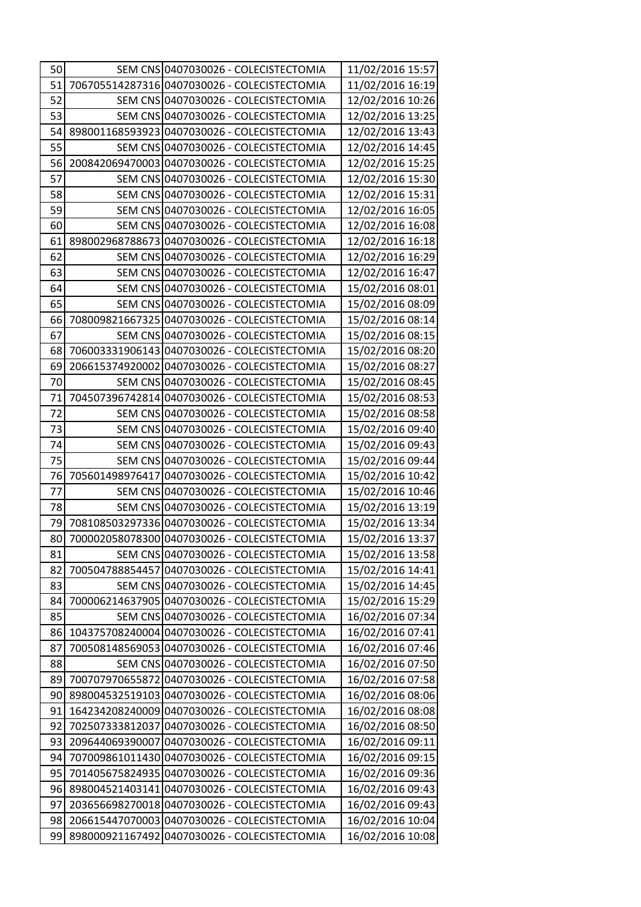| 50 | SEM CNS | 0407030026 - COLECISTECTOMIA | 11/02/2016 15:57 |
|---|---|---|---|
| 51 | 706705514287316 | 0407030026 - COLECISTECTOMIA | 11/02/2016 16:19 |
| 52 | SEM CNS | 0407030026 - COLECISTECTOMIA | 12/02/2016 10:26 |
| 53 | SEM CNS | 0407030026 - COLECISTECTOMIA | 12/02/2016 13:25 |
| 54 | 898001168593923 | 0407030026 - COLECISTECTOMIA | 12/02/2016 13:43 |
| 55 | SEM CNS | 0407030026 - COLECISTECTOMIA | 12/02/2016 14:45 |
| 56 | 200842069470003 | 0407030026 - COLECISTECTOMIA | 12/02/2016 15:25 |
| 57 | SEM CNS | 0407030026 - COLECISTECTOMIA | 12/02/2016 15:30 |
| 58 | SEM CNS | 0407030026 - COLECISTECTOMIA | 12/02/2016 15:31 |
| 59 | SEM CNS | 0407030026 - COLECISTECTOMIA | 12/02/2016 16:05 |
| 60 | SEM CNS | 0407030026 - COLECISTECTOMIA | 12/02/2016 16:08 |
| 61 | 898002968788673 | 0407030026 - COLECISTECTOMIA | 12/02/2016 16:18 |
| 62 | SEM CNS | 0407030026 - COLECISTECTOMIA | 12/02/2016 16:29 |
| 63 | SEM CNS | 0407030026 - COLECISTECTOMIA | 12/02/2016 16:47 |
| 64 | SEM CNS | 0407030026 - COLECISTECTOMIA | 15/02/2016 08:01 |
| 65 | SEM CNS | 0407030026 - COLECISTECTOMIA | 15/02/2016 08:09 |
| 66 | 708009821667325 | 0407030026 - COLECISTECTOMIA | 15/02/2016 08:14 |
| 67 | SEM CNS | 0407030026 - COLECISTECTOMIA | 15/02/2016 08:15 |
| 68 | 706003331906143 | 0407030026 - COLECISTECTOMIA | 15/02/2016 08:20 |
| 69 | 206615374920002 | 0407030026 - COLECISTECTOMIA | 15/02/2016 08:27 |
| 70 | SEM CNS | 0407030026 - COLECISTECTOMIA | 15/02/2016 08:45 |
| 71 | 704507396742814 | 0407030026 - COLECISTECTOMIA | 15/02/2016 08:53 |
| 72 | SEM CNS | 0407030026 - COLECISTECTOMIA | 15/02/2016 08:58 |
| 73 | SEM CNS | 0407030026 - COLECISTECTOMIA | 15/02/2016 09:40 |
| 74 | SEM CNS | 0407030026 - COLECISTECTOMIA | 15/02/2016 09:43 |
| 75 | SEM CNS | 0407030026 - COLECISTECTOMIA | 15/02/2016 09:44 |
| 76 | 705601498976417 | 0407030026 - COLECISTECTOMIA | 15/02/2016 10:42 |
| 77 | SEM CNS | 0407030026 - COLECISTECTOMIA | 15/02/2016 10:46 |
| 78 | SEM CNS | 0407030026 - COLECISTECTOMIA | 15/02/2016 13:19 |
| 79 | 708108503297336 | 0407030026 - COLECISTECTOMIA | 15/02/2016 13:34 |
| 80 | 700002058078300 | 0407030026 - COLECISTECTOMIA | 15/02/2016 13:37 |
| 81 | SEM CNS | 0407030026 - COLECISTECTOMIA | 15/02/2016 13:58 |
| 82 | 700504788854457 | 0407030026 - COLECISTECTOMIA | 15/02/2016 14:41 |
| 83 | SEM CNS | 0407030026 - COLECISTECTOMIA | 15/02/2016 14:45 |
| 84 | 700006214637905 | 0407030026 - COLECISTECTOMIA | 15/02/2016 15:29 |
| 85 | SEM CNS | 0407030026 - COLECISTECTOMIA | 16/02/2016 07:34 |
| 86 | 104375708240004 | 0407030026 - COLECISTECTOMIA | 16/02/2016 07:41 |
| 87 | 700508148569053 | 0407030026 - COLECISTECTOMIA | 16/02/2016 07:46 |
| 88 | SEM CNS | 0407030026 - COLECISTECTOMIA | 16/02/2016 07:50 |
| 89 | 700707970655872 | 0407030026 - COLECISTECTOMIA | 16/02/2016 07:58 |
| 90 | 898004532519103 | 0407030026 - COLECISTECTOMIA | 16/02/2016 08:06 |
| 91 | 164234208240009 | 0407030026 - COLECISTECTOMIA | 16/02/2016 08:08 |
| 92 | 702507333812037 | 0407030026 - COLECISTECTOMIA | 16/02/2016 08:50 |
| 93 | 209644069390007 | 0407030026 - COLECISTECTOMIA | 16/02/2016 09:11 |
| 94 | 707009861011430 | 0407030026 - COLECISTECTOMIA | 16/02/2016 09:15 |
| 95 | 701405675824935 | 0407030026 - COLECISTECTOMIA | 16/02/2016 09:36 |
| 96 | 898004521403141 | 0407030026 - COLECISTECTOMIA | 16/02/2016 09:43 |
| 97 | 203656698270018 | 0407030026 - COLECISTECTOMIA | 16/02/2016 09:43 |
| 98 | 206615447070003 | 0407030026 - COLECISTECTOMIA | 16/02/2016 10:04 |
| 99 | 898000921167492 | 0407030026 - COLECISTECTOMIA | 16/02/2016 10:08 |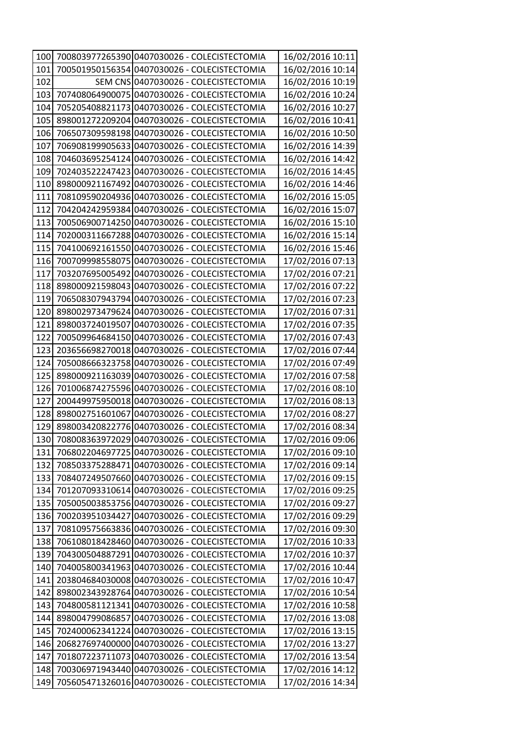| 100 | 700803977265390 | 0407030026 - COLECISTECTOMIA | 16/02/2016 10:11 |
|---|---|---|---|
| 101 | 700501950156354 | 0407030026 - COLECISTECTOMIA | 16/02/2016 10:14 |
| 102 | SEM CNS | 0407030026 - COLECISTECTOMIA | 16/02/2016 10:19 |
| 103 | 707408064900075 | 0407030026 - COLECISTECTOMIA | 16/02/2016 10:24 |
| 104 | 705205408821173 | 0407030026 - COLECISTECTOMIA | 16/02/2016 10:27 |
| 105 | 898001272209204 | 0407030026 - COLECISTECTOMIA | 16/02/2016 10:41 |
| 106 | 706507309598198 | 0407030026 - COLECISTECTOMIA | 16/02/2016 10:50 |
| 107 | 706908199905633 | 0407030026 - COLECISTECTOMIA | 16/02/2016 14:39 |
| 108 | 704603695254124 | 0407030026 - COLECISTECTOMIA | 16/02/2016 14:42 |
| 109 | 702403522247423 | 0407030026 - COLECISTECTOMIA | 16/02/2016 14:45 |
| 110 | 898000921167492 | 0407030026 - COLECISTECTOMIA | 16/02/2016 14:46 |
| 111 | 708109590204936 | 0407030026 - COLECISTECTOMIA | 16/02/2016 15:05 |
| 112 | 704204242959384 | 0407030026 - COLECISTECTOMIA | 16/02/2016 15:07 |
| 113 | 700506900714250 | 0407030026 - COLECISTECTOMIA | 16/02/2016 15:10 |
| 114 | 702000311667288 | 0407030026 - COLECISTECTOMIA | 16/02/2016 15:14 |
| 115 | 704100692161550 | 0407030026 - COLECISTECTOMIA | 16/02/2016 15:46 |
| 116 | 700709998558075 | 0407030026 - COLECISTECTOMIA | 17/02/2016 07:13 |
| 117 | 703207695005492 | 0407030026 - COLECISTECTOMIA | 17/02/2016 07:21 |
| 118 | 898000921598043 | 0407030026 - COLECISTECTOMIA | 17/02/2016 07:22 |
| 119 | 706508307943794 | 0407030026 - COLECISTECTOMIA | 17/02/2016 07:23 |
| 120 | 898002973479624 | 0407030026 - COLECISTECTOMIA | 17/02/2016 07:31 |
| 121 | 898003724019507 | 0407030026 - COLECISTECTOMIA | 17/02/2016 07:35 |
| 122 | 700509964684150 | 0407030026 - COLECISTECTOMIA | 17/02/2016 07:43 |
| 123 | 203656698270018 | 0407030026 - COLECISTECTOMIA | 17/02/2016 07:44 |
| 124 | 705008666323758 | 0407030026 - COLECISTECTOMIA | 17/02/2016 07:49 |
| 125 | 898000921163039 | 0407030026 - COLECISTECTOMIA | 17/02/2016 07:58 |
| 126 | 701006874275596 | 0407030026 - COLECISTECTOMIA | 17/02/2016 08:10 |
| 127 | 200449975950018 | 0407030026 - COLECISTECTOMIA | 17/02/2016 08:13 |
| 128 | 898002751601067 | 0407030026 - COLECISTECTOMIA | 17/02/2016 08:27 |
| 129 | 898003420822776 | 0407030026 - COLECISTECTOMIA | 17/02/2016 08:34 |
| 130 | 708008363972029 | 0407030026 - COLECISTECTOMIA | 17/02/2016 09:06 |
| 131 | 706802204697725 | 0407030026 - COLECISTECTOMIA | 17/02/2016 09:10 |
| 132 | 708503375288471 | 0407030026 - COLECISTECTOMIA | 17/02/2016 09:14 |
| 133 | 708407249507660 | 0407030026 - COLECISTECTOMIA | 17/02/2016 09:15 |
| 134 | 701207093310614 | 0407030026 - COLECISTECTOMIA | 17/02/2016 09:25 |
| 135 | 705005003853756 | 0407030026 - COLECISTECTOMIA | 17/02/2016 09:27 |
| 136 | 700203951034427 | 0407030026 - COLECISTECTOMIA | 17/02/2016 09:29 |
| 137 | 708109575663836 | 0407030026 - COLECISTECTOMIA | 17/02/2016 09:30 |
| 138 | 706108018428460 | 0407030026 - COLECISTECTOMIA | 17/02/2016 10:33 |
| 139 | 704300504887291 | 0407030026 - COLECISTECTOMIA | 17/02/2016 10:37 |
| 140 | 704005800341963 | 0407030026 - COLECISTECTOMIA | 17/02/2016 10:44 |
| 141 | 203804684030008 | 0407030026 - COLECISTECTOMIA | 17/02/2016 10:47 |
| 142 | 898002343928764 | 0407030026 - COLECISTECTOMIA | 17/02/2016 10:54 |
| 143 | 704800581121341 | 0407030026 - COLECISTECTOMIA | 17/02/2016 10:58 |
| 144 | 898004799086857 | 0407030026 - COLECISTECTOMIA | 17/02/2016 13:08 |
| 145 | 702400062341224 | 0407030026 - COLECISTECTOMIA | 17/02/2016 13:15 |
| 146 | 206827697400000 | 0407030026 - COLECISTECTOMIA | 17/02/2016 13:27 |
| 147 | 701807223711073 | 0407030026 - COLECISTECTOMIA | 17/02/2016 13:54 |
| 148 | 700306971943440 | 0407030026 - COLECISTECTOMIA | 17/02/2016 14:12 |
| 149 | 705605471326016 | 0407030026 - COLECISTECTOMIA | 17/02/2016 14:34 |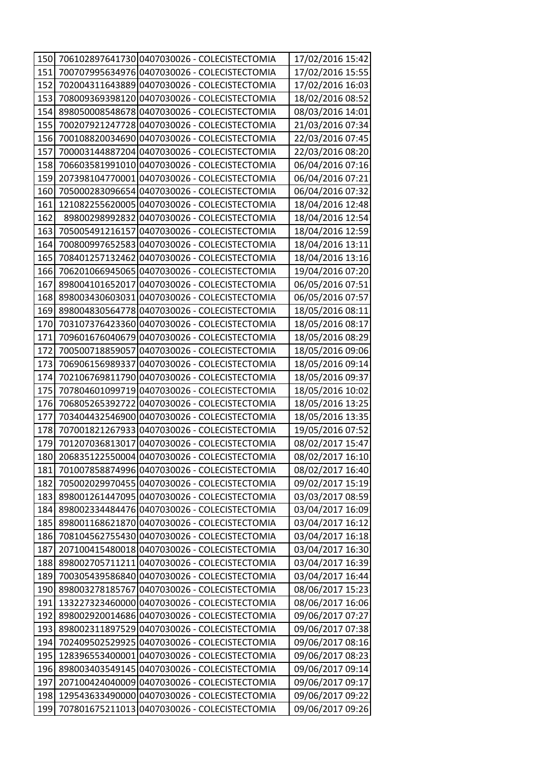| 150 | 706102897641730 | 0407030026 - COLECISTECTOMIA | 17/02/2016 15:42 |
|---|---|---|---|
| 151 | 700707995634976 | 0407030026 - COLECISTECTOMIA | 17/02/2016 15:55 |
| 152 | 702004311643889 | 0407030026 - COLECISTECTOMIA | 17/02/2016 16:03 |
| 153 | 708009369398120 | 0407030026 - COLECISTECTOMIA | 18/02/2016 08:52 |
| 154 | 898050008548678 | 0407030026 - COLECISTECTOMIA | 08/03/2016 14:01 |
| 155 | 700207921247728 | 0407030026 - COLECISTECTOMIA | 21/03/2016 07:34 |
| 156 | 700108820034690 | 0407030026 - COLECISTECTOMIA | 22/03/2016 07:45 |
| 157 | 700003144887204 | 0407030026 - COLECISTECTOMIA | 22/03/2016 08:20 |
| 158 | 706603581991010 | 0407030026 - COLECISTECTOMIA | 06/04/2016 07:16 |
| 159 | 207398104770001 | 0407030026 - COLECISTECTOMIA | 06/04/2016 07:21 |
| 160 | 705000283096654 | 0407030026 - COLECISTECTOMIA | 06/04/2016 07:32 |
| 161 | 121082255620005 | 0407030026 - COLECISTECTOMIA | 18/04/2016 12:48 |
| 162 | 89800298992832 | 0407030026 - COLECISTECTOMIA | 18/04/2016 12:54 |
| 163 | 705005491216157 | 0407030026 - COLECISTECTOMIA | 18/04/2016 12:59 |
| 164 | 700800997652583 | 0407030026 - COLECISTECTOMIA | 18/04/2016 13:11 |
| 165 | 708401257132462 | 0407030026 - COLECISTECTOMIA | 18/04/2016 13:16 |
| 166 | 706201066945065 | 0407030026 - COLECISTECTOMIA | 19/04/2016 07:20 |
| 167 | 898004101652017 | 0407030026 - COLECISTECTOMIA | 06/05/2016 07:51 |
| 168 | 898003430603031 | 0407030026 - COLECISTECTOMIA | 06/05/2016 07:57 |
| 169 | 898004830564778 | 0407030026 - COLECISTECTOMIA | 18/05/2016 08:11 |
| 170 | 703107376423360 | 0407030026 - COLECISTECTOMIA | 18/05/2016 08:17 |
| 171 | 709601676040679 | 0407030026 - COLECISTECTOMIA | 18/05/2016 08:29 |
| 172 | 700500718859057 | 0407030026 - COLECISTECTOMIA | 18/05/2016 09:06 |
| 173 | 706906156989337 | 0407030026 - COLECISTECTOMIA | 18/05/2016 09:14 |
| 174 | 702106769811790 | 0407030026 - COLECISTECTOMIA | 18/05/2016 09:37 |
| 175 | 707804601099719 | 0407030026 - COLECISTECTOMIA | 18/05/2016 10:02 |
| 176 | 706805265392722 | 0407030026 - COLECISTECTOMIA | 18/05/2016 13:25 |
| 177 | 703404432546900 | 0407030026 - COLECISTECTOMIA | 18/05/2016 13:35 |
| 178 | 707001821267933 | 0407030026 - COLECISTECTOMIA | 19/05/2016 07:52 |
| 179 | 701207036813017 | 0407030026 - COLECISTECTOMIA | 08/02/2017 15:47 |
| 180 | 206835122550004 | 0407030026 - COLECISTECTOMIA | 08/02/2017 16:10 |
| 181 | 701007858874996 | 0407030026 - COLECISTECTOMIA | 08/02/2017 16:40 |
| 182 | 705002029970455 | 0407030026 - COLECISTECTOMIA | 09/02/2017 15:19 |
| 183 | 898001261447095 | 0407030026 - COLECISTECTOMIA | 03/03/2017 08:59 |
| 184 | 898002334484476 | 0407030026 - COLECISTECTOMIA | 03/04/2017 16:09 |
| 185 | 898001168621870 | 0407030026 - COLECISTECTOMIA | 03/04/2017 16:12 |
| 186 | 708104562755430 | 0407030026 - COLECISTECTOMIA | 03/04/2017 16:18 |
| 187 | 207100415480018 | 0407030026 - COLECISTECTOMIA | 03/04/2017 16:30 |
| 188 | 898002705711211 | 0407030026 - COLECISTECTOMIA | 03/04/2017 16:39 |
| 189 | 700305439586840 | 0407030026 - COLECISTECTOMIA | 03/04/2017 16:44 |
| 190 | 898003278185767 | 0407030026 - COLECISTECTOMIA | 08/06/2017 15:23 |
| 191 | 133227323460000 | 0407030026 - COLECISTECTOMIA | 08/06/2017 16:06 |
| 192 | 898002920014686 | 0407030026 - COLECISTECTOMIA | 09/06/2017 07:27 |
| 193 | 898002311897529 | 0407030026 - COLECISTECTOMIA | 09/06/2017 07:38 |
| 194 | 702409502529925 | 0407030026 - COLECISTECTOMIA | 09/06/2017 08:16 |
| 195 | 128396553400001 | 0407030026 - COLECISTECTOMIA | 09/06/2017 08:23 |
| 196 | 898003403549145 | 0407030026 - COLECISTECTOMIA | 09/06/2017 09:14 |
| 197 | 207100424040009 | 0407030026 - COLECISTECTOMIA | 09/06/2017 09:17 |
| 198 | 129543633490000 | 0407030026 - COLECISTECTOMIA | 09/06/2017 09:22 |
| 199 | 707801675211013 | 0407030026 - COLECISTECTOMIA | 09/06/2017 09:26 |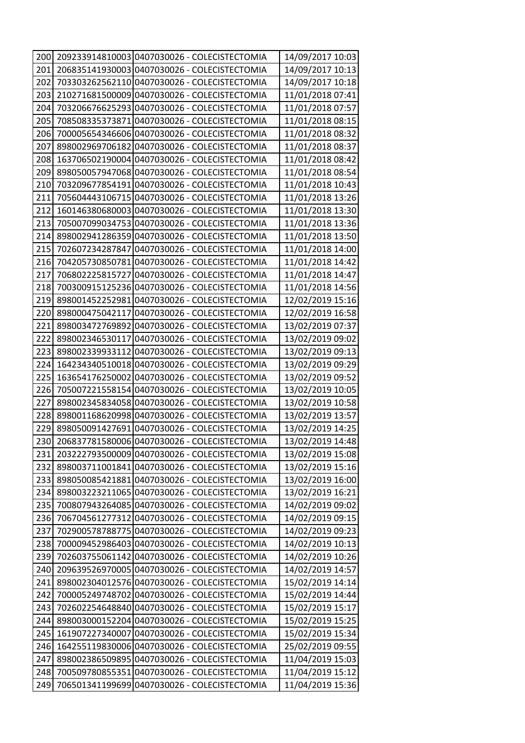| | | | |
|---|---|---|---|
| 200 | 209233914810003 | 0407030026 - COLECISTECTOMIA | 14/09/2017 10:03 |
| 201 | 206835141930003 | 0407030026 - COLECISTECTOMIA | 14/09/2017 10:13 |
| 202 | 703303262562110 | 0407030026 - COLECISTECTOMIA | 14/09/2017 10:18 |
| 203 | 210271681500009 | 0407030026 - COLECISTECTOMIA | 11/01/2018 07:41 |
| 204 | 703206676625293 | 0407030026 - COLECISTECTOMIA | 11/01/2018 07:57 |
| 205 | 708508335373871 | 0407030026 - COLECISTECTOMIA | 11/01/2018 08:15 |
| 206 | 700005654346606 | 0407030026 - COLECISTECTOMIA | 11/01/2018 08:32 |
| 207 | 898002969706182 | 0407030026 - COLECISTECTOMIA | 11/01/2018 08:37 |
| 208 | 163706502190004 | 0407030026 - COLECISTECTOMIA | 11/01/2018 08:42 |
| 209 | 898050057947068 | 0407030026 - COLECISTECTOMIA | 11/01/2018 08:54 |
| 210 | 703209677854191 | 0407030026 - COLECISTECTOMIA | 11/01/2018 10:43 |
| 211 | 705604443106715 | 0407030026 - COLECISTECTOMIA | 11/01/2018 13:26 |
| 212 | 160146380680003 | 0407030026 - COLECISTECTOMIA | 11/01/2018 13:30 |
| 213 | 705007099034753 | 0407030026 - COLECISTECTOMIA | 11/01/2018 13:36 |
| 214 | 898002941286359 | 0407030026 - COLECISTECTOMIA | 11/01/2018 13:50 |
| 215 | 702607234287847 | 0407030026 - COLECISTECTOMIA | 11/01/2018 14:00 |
| 216 | 704205730850781 | 0407030026 - COLECISTECTOMIA | 11/01/2018 14:42 |
| 217 | 706802225815727 | 0407030026 - COLECISTECTOMIA | 11/01/2018 14:47 |
| 218 | 700300915125236 | 0407030026 - COLECISTECTOMIA | 11/01/2018 14:56 |
| 219 | 898001452252981 | 0407030026 - COLECISTECTOMIA | 12/02/2019 15:16 |
| 220 | 898000475042117 | 0407030026 - COLECISTECTOMIA | 12/02/2019 16:58 |
| 221 | 898003472769892 | 0407030026 - COLECISTECTOMIA | 13/02/2019 07:37 |
| 222 | 898002346530117 | 0407030026 - COLECISTECTOMIA | 13/02/2019 09:02 |
| 223 | 898002339933112 | 0407030026 - COLECISTECTOMIA | 13/02/2019 09:13 |
| 224 | 164234340510018 | 0407030026 - COLECISTECTOMIA | 13/02/2019 09:29 |
| 225 | 163654176250002 | 0407030026 - COLECISTECTOMIA | 13/02/2019 09:52 |
| 226 | 705007221558154 | 0407030026 - COLECISTECTOMIA | 13/02/2019 10:05 |
| 227 | 898002345834058 | 0407030026 - COLECISTECTOMIA | 13/02/2019 10:58 |
| 228 | 898001168620998 | 0407030026 - COLECISTECTOMIA | 13/02/2019 13:57 |
| 229 | 898050091427691 | 0407030026 - COLECISTECTOMIA | 13/02/2019 14:25 |
| 230 | 206837781580006 | 0407030026 - COLECISTECTOMIA | 13/02/2019 14:48 |
| 231 | 203222793500009 | 0407030026 - COLECISTECTOMIA | 13/02/2019 15:08 |
| 232 | 898003711001841 | 0407030026 - COLECISTECTOMIA | 13/02/2019 15:16 |
| 233 | 898050085421881 | 0407030026 - COLECISTECTOMIA | 13/02/2019 16:00 |
| 234 | 898003223211065 | 0407030026 - COLECISTECTOMIA | 13/02/2019 16:21 |
| 235 | 700807943264085 | 0407030026 - COLECISTECTOMIA | 14/02/2019 09:02 |
| 236 | 706704561277312 | 0407030026 - COLECISTECTOMIA | 14/02/2019 09:15 |
| 237 | 702900578788775 | 0407030026 - COLECISTECTOMIA | 14/02/2019 09:23 |
| 238 | 700009452986403 | 0407030026 - COLECISTECTOMIA | 14/02/2019 10:13 |
| 239 | 702603755061142 | 0407030026 - COLECISTECTOMIA | 14/02/2019 10:26 |
| 240 | 209639526970005 | 0407030026 - COLECISTECTOMIA | 14/02/2019 14:57 |
| 241 | 898002304012576 | 0407030026 - COLECISTECTOMIA | 15/02/2019 14:14 |
| 242 | 700005249748702 | 0407030026 - COLECISTECTOMIA | 15/02/2019 14:44 |
| 243 | 702602254648840 | 0407030026 - COLECISTECTOMIA | 15/02/2019 15:17 |
| 244 | 898003000152204 | 0407030026 - COLECISTECTOMIA | 15/02/2019 15:25 |
| 245 | 161907227340007 | 0407030026 - COLECISTECTOMIA | 15/02/2019 15:34 |
| 246 | 164255119830006 | 0407030026 - COLECISTECTOMIA | 25/02/2019 09:55 |
| 247 | 898002386509895 | 0407030026 - COLECISTECTOMIA | 11/04/2019 15:03 |
| 248 | 700509780855351 | 0407030026 - COLECISTECTOMIA | 11/04/2019 15:12 |
| 249 | 706501341199699 | 0407030026 - COLECISTECTOMIA | 11/04/2019 15:36 |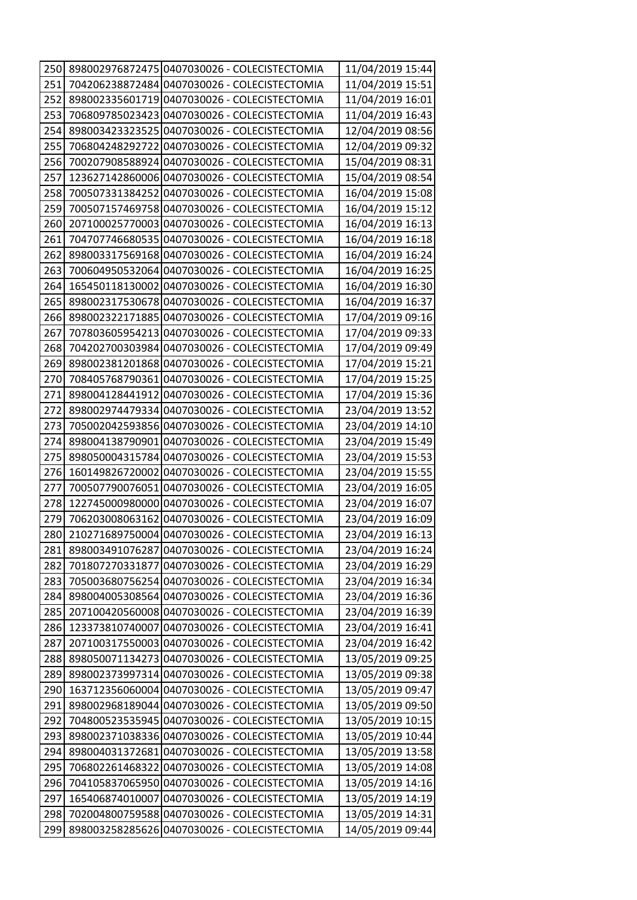| | | | |
|---|---|---|---|
| 250 | 898002976872475 | 0407030026 - COLECISTECTOMIA | 11/04/2019 15:44 |
| 251 | 704206238872484 | 0407030026 - COLECISTECTOMIA | 11/04/2019 15:51 |
| 252 | 898002335601719 | 0407030026 - COLECISTECTOMIA | 11/04/2019 16:01 |
| 253 | 706809785023423 | 0407030026 - COLECISTECTOMIA | 11/04/2019 16:43 |
| 254 | 898003423323525 | 0407030026 - COLECISTECTOMIA | 12/04/2019 08:56 |
| 255 | 706804248292722 | 0407030026 - COLECISTECTOMIA | 12/04/2019 09:32 |
| 256 | 700207908588924 | 0407030026 - COLECISTECTOMIA | 15/04/2019 08:31 |
| 257 | 123627142860006 | 0407030026 - COLECISTECTOMIA | 15/04/2019 08:54 |
| 258 | 700507331384252 | 0407030026 - COLECISTECTOMIA | 16/04/2019 15:08 |
| 259 | 700507157469758 | 0407030026 - COLECISTECTOMIA | 16/04/2019 15:12 |
| 260 | 207100025770003 | 0407030026 - COLECISTECTOMIA | 16/04/2019 16:13 |
| 261 | 704707746680535 | 0407030026 - COLECISTECTOMIA | 16/04/2019 16:18 |
| 262 | 898003317569168 | 0407030026 - COLECISTECTOMIA | 16/04/2019 16:24 |
| 263 | 700604950532064 | 0407030026 - COLECISTECTOMIA | 16/04/2019 16:25 |
| 264 | 165450118130002 | 0407030026 - COLECISTECTOMIA | 16/04/2019 16:30 |
| 265 | 898002317530678 | 0407030026 - COLECISTECTOMIA | 16/04/2019 16:37 |
| 266 | 898002322171885 | 0407030026 - COLECISTECTOMIA | 17/04/2019 09:16 |
| 267 | 707803605954213 | 0407030026 - COLECISTECTOMIA | 17/04/2019 09:33 |
| 268 | 704202700303984 | 0407030026 - COLECISTECTOMIA | 17/04/2019 09:49 |
| 269 | 898002381201868 | 0407030026 - COLECISTECTOMIA | 17/04/2019 15:21 |
| 270 | 708405768790361 | 0407030026 - COLECISTECTOMIA | 17/04/2019 15:25 |
| 271 | 898004128441912 | 0407030026 - COLECISTECTOMIA | 17/04/2019 15:36 |
| 272 | 898002974479334 | 0407030026 - COLECISTECTOMIA | 23/04/2019 13:52 |
| 273 | 705002042593856 | 0407030026 - COLECISTECTOMIA | 23/04/2019 14:10 |
| 274 | 898004138790901 | 0407030026 - COLECISTECTOMIA | 23/04/2019 15:49 |
| 275 | 898050004315784 | 0407030026 - COLECISTECTOMIA | 23/04/2019 15:53 |
| 276 | 160149826720002 | 0407030026 - COLECISTECTOMIA | 23/04/2019 15:55 |
| 277 | 700507790076051 | 0407030026 - COLECISTECTOMIA | 23/04/2019 16:05 |
| 278 | 122745000980000 | 0407030026 - COLECISTECTOMIA | 23/04/2019 16:07 |
| 279 | 706203008063162 | 0407030026 - COLECISTECTOMIA | 23/04/2019 16:09 |
| 280 | 210271689750004 | 0407030026 - COLECISTECTOMIA | 23/04/2019 16:13 |
| 281 | 898003491076287 | 0407030026 - COLECISTECTOMIA | 23/04/2019 16:24 |
| 282 | 701807270331877 | 0407030026 - COLECISTECTOMIA | 23/04/2019 16:29 |
| 283 | 705003680756254 | 0407030026 - COLECISTECTOMIA | 23/04/2019 16:34 |
| 284 | 898004005308564 | 0407030026 - COLECISTECTOMIA | 23/04/2019 16:36 |
| 285 | 207100420560008 | 0407030026 - COLECISTECTOMIA | 23/04/2019 16:39 |
| 286 | 123373810740007 | 0407030026 - COLECISTECTOMIA | 23/04/2019 16:41 |
| 287 | 207100317550003 | 0407030026 - COLECISTECTOMIA | 23/04/2019 16:42 |
| 288 | 898050071134273 | 0407030026 - COLECISTECTOMIA | 13/05/2019 09:25 |
| 289 | 898002373997314 | 0407030026 - COLECISTECTOMIA | 13/05/2019 09:38 |
| 290 | 163712356060004 | 0407030026 - COLECISTECTOMIA | 13/05/2019 09:47 |
| 291 | 898002968189044 | 0407030026 - COLECISTECTOMIA | 13/05/2019 09:50 |
| 292 | 704800523535945 | 0407030026 - COLECISTECTOMIA | 13/05/2019 10:15 |
| 293 | 898002371038336 | 0407030026 - COLECISTECTOMIA | 13/05/2019 10:44 |
| 294 | 898004031372681 | 0407030026 - COLECISTECTOMIA | 13/05/2019 13:58 |
| 295 | 706802261468322 | 0407030026 - COLECISTECTOMIA | 13/05/2019 14:08 |
| 296 | 704105837065950 | 0407030026 - COLECISTECTOMIA | 13/05/2019 14:16 |
| 297 | 165406874010007 | 0407030026 - COLECISTECTOMIA | 13/05/2019 14:19 |
| 298 | 702004800759588 | 0407030026 - COLECISTECTOMIA | 13/05/2019 14:31 |
| 299 | 898003258285626 | 0407030026 - COLECISTECTOMIA | 14/05/2019 09:44 |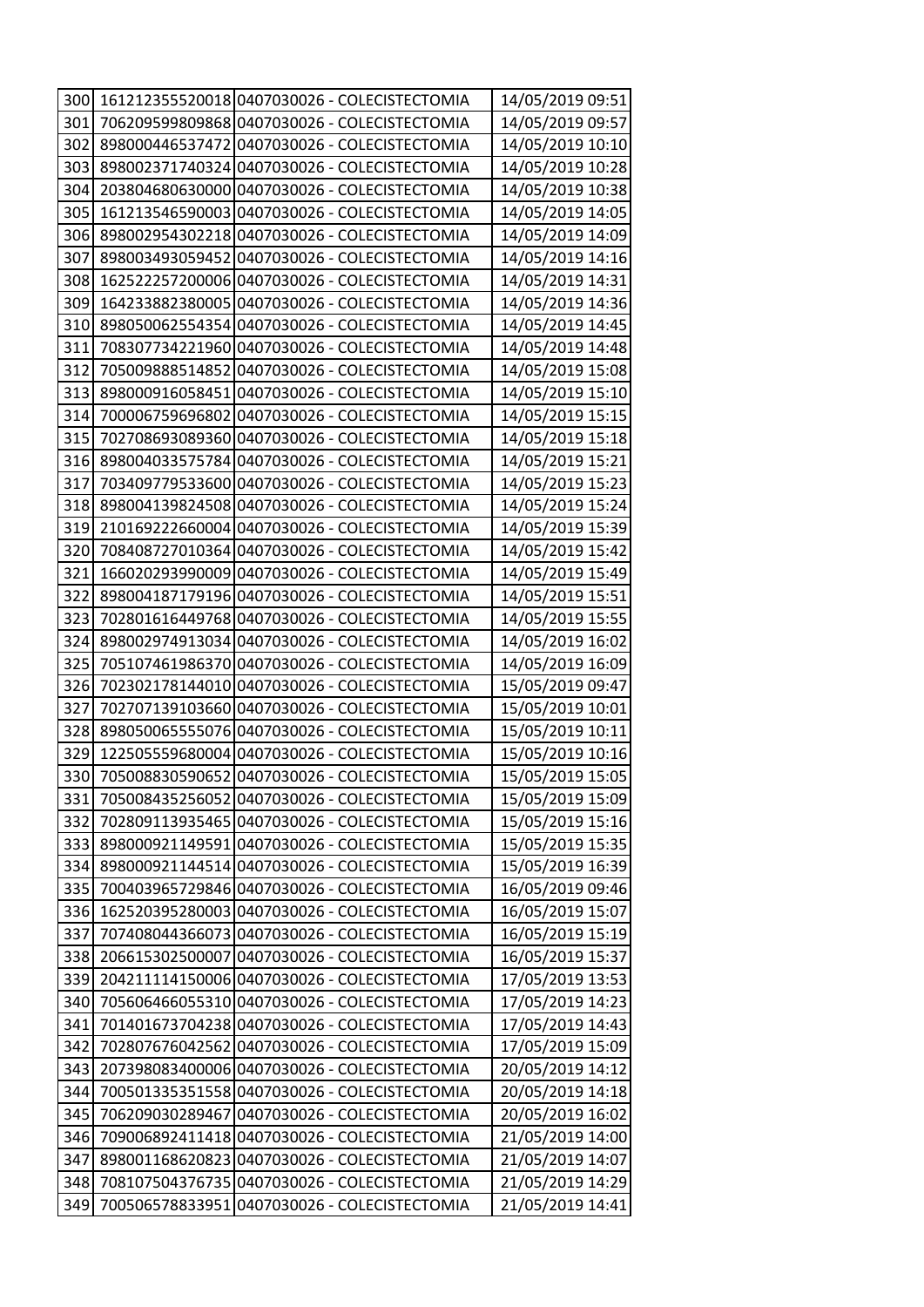| 300 | 161212355520018 | 0407030026 - COLECISTECTOMIA | 14/05/2019 09:51 |
|---|---|---|---|
| 301 | 706209599809868 | 0407030026 - COLECISTECTOMIA | 14/05/2019 09:57 |
| 302 | 898000446537472 | 0407030026 - COLECISTECTOMIA | 14/05/2019 10:10 |
| 303 | 898002371740324 | 0407030026 - COLECISTECTOMIA | 14/05/2019 10:28 |
| 304 | 203804680630000 | 0407030026 - COLECISTECTOMIA | 14/05/2019 10:38 |
| 305 | 161213546590003 | 0407030026 - COLECISTECTOMIA | 14/05/2019 14:05 |
| 306 | 898002954302218 | 0407030026 - COLECISTECTOMIA | 14/05/2019 14:09 |
| 307 | 898003493059452 | 0407030026 - COLECISTECTOMIA | 14/05/2019 14:16 |
| 308 | 162522257200006 | 0407030026 - COLECISTECTOMIA | 14/05/2019 14:31 |
| 309 | 164233882380005 | 0407030026 - COLECISTECTOMIA | 14/05/2019 14:36 |
| 310 | 898050062554354 | 0407030026 - COLECISTECTOMIA | 14/05/2019 14:45 |
| 311 | 708307734221960 | 0407030026 - COLECISTECTOMIA | 14/05/2019 14:48 |
| 312 | 705009888514852 | 0407030026 - COLECISTECTOMIA | 14/05/2019 15:08 |
| 313 | 898000916058451 | 0407030026 - COLECISTECTOMIA | 14/05/2019 15:10 |
| 314 | 700006759696802 | 0407030026 - COLECISTECTOMIA | 14/05/2019 15:15 |
| 315 | 702708693089360 | 0407030026 - COLECISTECTOMIA | 14/05/2019 15:18 |
| 316 | 898004033575784 | 0407030026 - COLECISTECTOMIA | 14/05/2019 15:21 |
| 317 | 703409779533600 | 0407030026 - COLECISTECTOMIA | 14/05/2019 15:23 |
| 318 | 898004139824508 | 0407030026 - COLECISTECTOMIA | 14/05/2019 15:24 |
| 319 | 210169222660004 | 0407030026 - COLECISTECTOMIA | 14/05/2019 15:39 |
| 320 | 708408727010364 | 0407030026 - COLECISTECTOMIA | 14/05/2019 15:42 |
| 321 | 166020293990009 | 0407030026 - COLECISTECTOMIA | 14/05/2019 15:49 |
| 322 | 898004187179196 | 0407030026 - COLECISTECTOMIA | 14/05/2019 15:51 |
| 323 | 702801616449768 | 0407030026 - COLECISTECTOMIA | 14/05/2019 15:55 |
| 324 | 898002974913034 | 0407030026 - COLECISTECTOMIA | 14/05/2019 16:02 |
| 325 | 705107461986370 | 0407030026 - COLECISTECTOMIA | 14/05/2019 16:09 |
| 326 | 702302178144010 | 0407030026 - COLECISTECTOMIA | 15/05/2019 09:47 |
| 327 | 702707139103660 | 0407030026 - COLECISTECTOMIA | 15/05/2019 10:01 |
| 328 | 898050065555076 | 0407030026 - COLECISTECTOMIA | 15/05/2019 10:11 |
| 329 | 122505559680004 | 0407030026 - COLECISTECTOMIA | 15/05/2019 10:16 |
| 330 | 705008830590652 | 0407030026 - COLECISTECTOMIA | 15/05/2019 15:05 |
| 331 | 705008435256052 | 0407030026 - COLECISTECTOMIA | 15/05/2019 15:09 |
| 332 | 702809113935465 | 0407030026 - COLECISTECTOMIA | 15/05/2019 15:16 |
| 333 | 898000921149591 | 0407030026 - COLECISTECTOMIA | 15/05/2019 15:35 |
| 334 | 898000921144514 | 0407030026 - COLECISTECTOMIA | 15/05/2019 16:39 |
| 335 | 700403965729846 | 0407030026 - COLECISTECTOMIA | 16/05/2019 09:46 |
| 336 | 162520395280003 | 0407030026 - COLECISTECTOMIA | 16/05/2019 15:07 |
| 337 | 707408044366073 | 0407030026 - COLECISTECTOMIA | 16/05/2019 15:19 |
| 338 | 206615302500007 | 0407030026 - COLECISTECTOMIA | 16/05/2019 15:37 |
| 339 | 204211114150006 | 0407030026 - COLECISTECTOMIA | 17/05/2019 13:53 |
| 340 | 705606466055310 | 0407030026 - COLECISTECTOMIA | 17/05/2019 14:23 |
| 341 | 701401673704238 | 0407030026 - COLECISTECTOMIA | 17/05/2019 14:43 |
| 342 | 702807676042562 | 0407030026 - COLECISTECTOMIA | 17/05/2019 15:09 |
| 343 | 207398083400006 | 0407030026 - COLECISTECTOMIA | 20/05/2019 14:12 |
| 344 | 700501335351558 | 0407030026 - COLECISTECTOMIA | 20/05/2019 14:18 |
| 345 | 706209030289467 | 0407030026 - COLECISTECTOMIA | 20/05/2019 16:02 |
| 346 | 709006892411418 | 0407030026 - COLECISTECTOMIA | 21/05/2019 14:00 |
| 347 | 898001168620823 | 0407030026 - COLECISTECTOMIA | 21/05/2019 14:07 |
| 348 | 708107504376735 | 0407030026 - COLECISTECTOMIA | 21/05/2019 14:29 |
| 349 | 700506578833951 | 0407030026 - COLECISTECTOMIA | 21/05/2019 14:41 |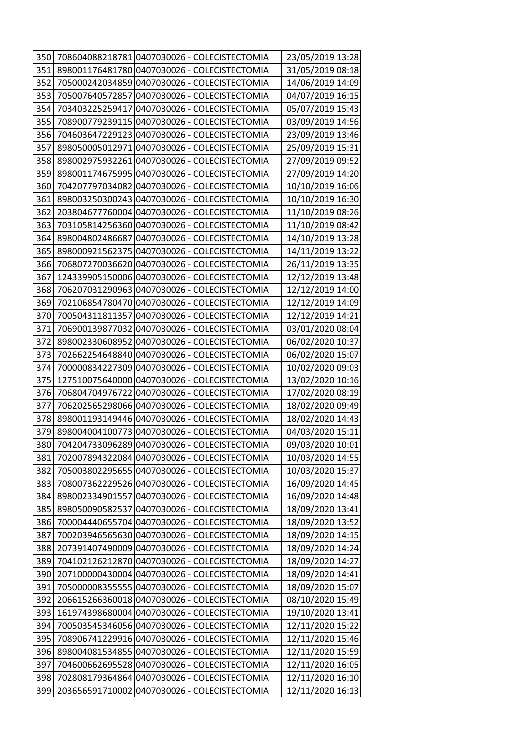| | | | |
|---|---|---|---|
| 350 | 708604088218781 | 0407030026 - COLECISTECTOMIA | 23/05/2019 13:28 |
| 351 | 898001176481780 | 0407030026 - COLECISTECTOMIA | 31/05/2019 08:18 |
| 352 | 705000242034859 | 0407030026 - COLECISTECTOMIA | 14/06/2019 14:09 |
| 353 | 705007640572857 | 0407030026 - COLECISTECTOMIA | 04/07/2019 16:15 |
| 354 | 703403225259417 | 0407030026 - COLECISTECTOMIA | 05/07/2019 15:43 |
| 355 | 708900779239115 | 0407030026 - COLECISTECTOMIA | 03/09/2019 14:56 |
| 356 | 704603647229123 | 0407030026 - COLECISTECTOMIA | 23/09/2019 13:46 |
| 357 | 898050005012971 | 0407030026 - COLECISTECTOMIA | 25/09/2019 15:31 |
| 358 | 898002975932261 | 0407030026 - COLECISTECTOMIA | 27/09/2019 09:52 |
| 359 | 898001174675995 | 0407030026 - COLECISTECTOMIA | 27/09/2019 14:20 |
| 360 | 704207797034082 | 0407030026 - COLECISTECTOMIA | 10/10/2019 16:06 |
| 361 | 898003250300243 | 0407030026 - COLECISTECTOMIA | 10/10/2019 16:30 |
| 362 | 203804677760004 | 0407030026 - COLECISTECTOMIA | 11/10/2019 08:26 |
| 363 | 703105814256360 | 0407030026 - COLECISTECTOMIA | 11/10/2019 08:42 |
| 364 | 898004802486687 | 0407030026 - COLECISTECTOMIA | 14/10/2019 13:28 |
| 365 | 898000921562375 | 0407030026 - COLECISTECTOMIA | 14/11/2019 13:22 |
| 366 | 706807270036620 | 0407030026 - COLECISTECTOMIA | 26/11/2019 13:35 |
| 367 | 124339905150006 | 0407030026 - COLECISTECTOMIA | 12/12/2019 13:48 |
| 368 | 706207031290963 | 0407030026 - COLECISTECTOMIA | 12/12/2019 14:00 |
| 369 | 702106854780470 | 0407030026 - COLECISTECTOMIA | 12/12/2019 14:09 |
| 370 | 700504311811357 | 0407030026 - COLECISTECTOMIA | 12/12/2019 14:21 |
| 371 | 706900139877032 | 0407030026 - COLECISTECTOMIA | 03/01/2020 08:04 |
| 372 | 898002330608952 | 0407030026 - COLECISTECTOMIA | 06/02/2020 10:37 |
| 373 | 702662254648840 | 0407030026 - COLECISTECTOMIA | 06/02/2020 15:07 |
| 374 | 700000834227309 | 0407030026 - COLECISTECTOMIA | 10/02/2020 09:03 |
| 375 | 127510075640000 | 0407030026 - COLECISTECTOMIA | 13/02/2020 10:16 |
| 376 | 706804704976722 | 0407030026 - COLECISTECTOMIA | 17/02/2020 08:19 |
| 377 | 706202565298066 | 0407030026 - COLECISTECTOMIA | 18/02/2020 09:49 |
| 378 | 898001193149446 | 0407030026 - COLECISTECTOMIA | 18/02/2020 14:43 |
| 379 | 898004004100773 | 0407030026 - COLECISTECTOMIA | 04/03/2020 15:11 |
| 380 | 704204733096289 | 0407030026 - COLECISTECTOMIA | 09/03/2020 10:01 |
| 381 | 702007894322084 | 0407030026 - COLECISTECTOMIA | 10/03/2020 14:55 |
| 382 | 705003802295655 | 0407030026 - COLECISTECTOMIA | 10/03/2020 15:37 |
| 383 | 708007362229526 | 0407030026 - COLECISTECTOMIA | 16/09/2020 14:45 |
| 384 | 898002334901557 | 0407030026 - COLECISTECTOMIA | 16/09/2020 14:48 |
| 385 | 898050090582537 | 0407030026 - COLECISTECTOMIA | 18/09/2020 13:41 |
| 386 | 700004440655704 | 0407030026 - COLECISTECTOMIA | 18/09/2020 13:52 |
| 387 | 700203946565630 | 0407030026 - COLECISTECTOMIA | 18/09/2020 14:15 |
| 388 | 207391407490009 | 0407030026 - COLECISTECTOMIA | 18/09/2020 14:24 |
| 389 | 704102126212870 | 0407030026 - COLECISTECTOMIA | 18/09/2020 14:27 |
| 390 | 207100000430004 | 0407030026 - COLECISTECTOMIA | 18/09/2020 14:41 |
| 391 | 705000008355555 | 0407030026 - COLECISTECTOMIA | 18/09/2020 15:07 |
| 392 | 206615266360018 | 0407030026 - COLECISTECTOMIA | 08/10/2020 15:49 |
| 393 | 161974398680004 | 0407030026 - COLECISTECTOMIA | 19/10/2020 13:41 |
| 394 | 700503545346056 | 0407030026 - COLECISTECTOMIA | 12/11/2020 15:22 |
| 395 | 708906741229916 | 0407030026 - COLECISTECTOMIA | 12/11/2020 15:46 |
| 396 | 898004081534855 | 0407030026 - COLECISTECTOMIA | 12/11/2020 15:59 |
| 397 | 704600662695528 | 0407030026 - COLECISTECTOMIA | 12/11/2020 16:05 |
| 398 | 702808179364864 | 0407030026 - COLECISTECTOMIA | 12/11/2020 16:10 |
| 399 | 203656591710002 | 0407030026 - COLECISTECTOMIA | 12/11/2020 16:13 |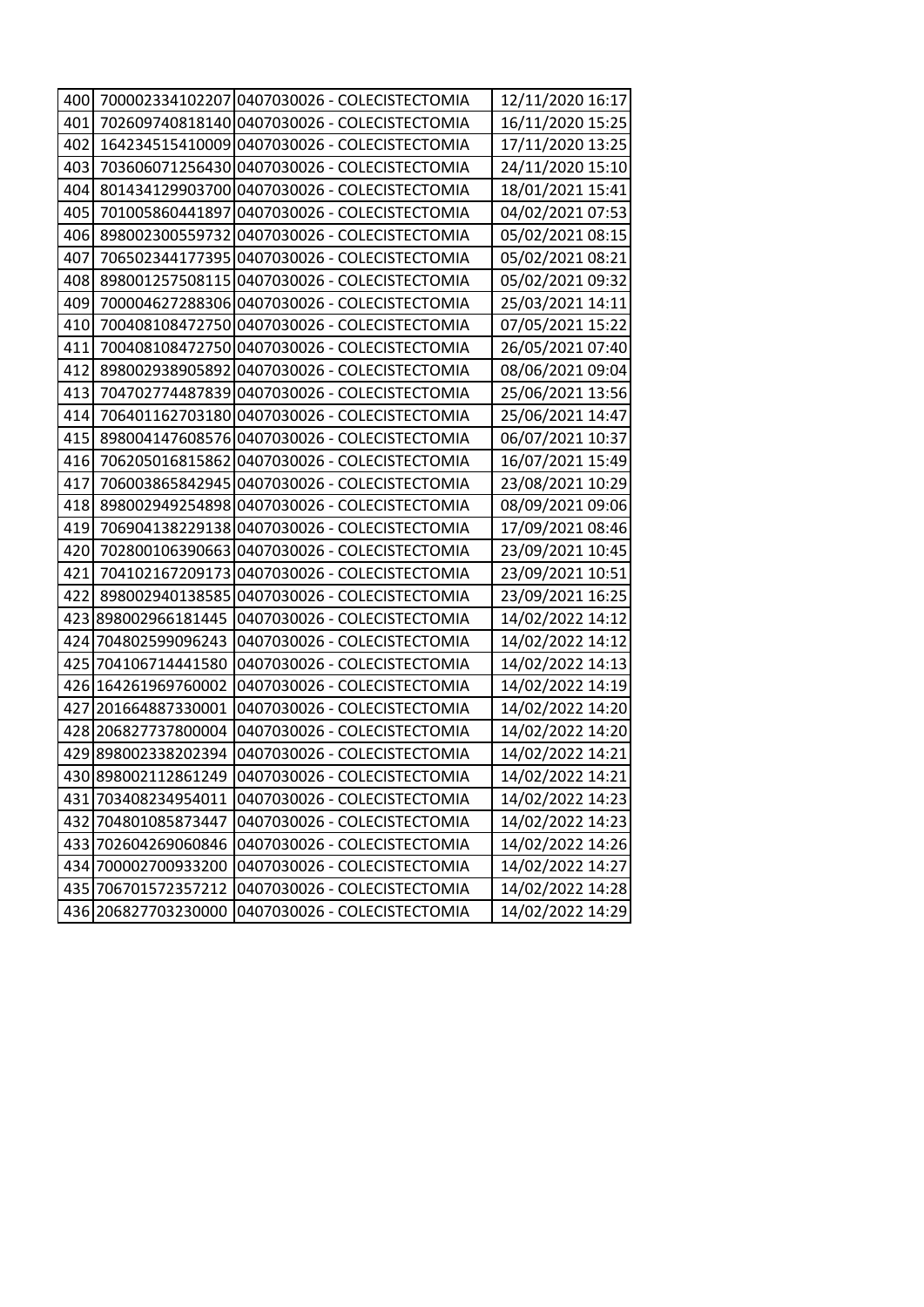| | | | |
|---|---|---|---|
| 400 | 700002334102207 | 0407030026 - COLECISTECTOMIA | 12/11/2020 16:17 |
| 401 | 702609740818140 | 0407030026 - COLECISTECTOMIA | 16/11/2020 15:25 |
| 402 | 164234515410009 | 0407030026 - COLECISTECTOMIA | 17/11/2020 13:25 |
| 403 | 703606071256430 | 0407030026 - COLECISTECTOMIA | 24/11/2020 15:10 |
| 404 | 801434129903700 | 0407030026 - COLECISTECTOMIA | 18/01/2021 15:41 |
| 405 | 701005860441897 | 0407030026 - COLECISTECTOMIA | 04/02/2021 07:53 |
| 406 | 898002300559732 | 0407030026 - COLECISTECTOMIA | 05/02/2021 08:15 |
| 407 | 706502344177395 | 0407030026 - COLECISTECTOMIA | 05/02/2021 08:21 |
| 408 | 898001257508115 | 0407030026 - COLECISTECTOMIA | 05/02/2021 09:32 |
| 409 | 700004627288306 | 0407030026 - COLECISTECTOMIA | 25/03/2021 14:11 |
| 410 | 700408108472750 | 0407030026 - COLECISTECTOMIA | 07/05/2021 15:22 |
| 411 | 700408108472750 | 0407030026 - COLECISTECTOMIA | 26/05/2021 07:40 |
| 412 | 898002938905892 | 0407030026 - COLECISTECTOMIA | 08/06/2021 09:04 |
| 413 | 704702774487839 | 0407030026 - COLECISTECTOMIA | 25/06/2021 13:56 |
| 414 | 706401162703180 | 0407030026 - COLECISTECTOMIA | 25/06/2021 14:47 |
| 415 | 898004147608576 | 0407030026 - COLECISTECTOMIA | 06/07/2021 10:37 |
| 416 | 706205016815862 | 0407030026 - COLECISTECTOMIA | 16/07/2021 15:49 |
| 417 | 706003865842945 | 0407030026 - COLECISTECTOMIA | 23/08/2021 10:29 |
| 418 | 898002949254898 | 0407030026 - COLECISTECTOMIA | 08/09/2021 09:06 |
| 419 | 706904138229138 | 0407030026 - COLECISTECTOMIA | 17/09/2021 08:46 |
| 420 | 702800106390663 | 0407030026 - COLECISTECTOMIA | 23/09/2021 10:45 |
| 421 | 704102167209173 | 0407030026 - COLECISTECTOMIA | 23/09/2021 10:51 |
| 422 | 898002940138585 | 0407030026 - COLECISTECTOMIA | 23/09/2021 16:25 |
| 423 | 898002966181445 | 0407030026 - COLECISTECTOMIA | 14/02/2022 14:12 |
| 424 | 704802599096243 | 0407030026 - COLECISTECTOMIA | 14/02/2022 14:12 |
| 425 | 704106714441580 | 0407030026 - COLECISTECTOMIA | 14/02/2022 14:13 |
| 426 | 164261969760002 | 0407030026 - COLECISTECTOMIA | 14/02/2022 14:19 |
| 427 | 201664887330001 | 0407030026 - COLECISTECTOMIA | 14/02/2022 14:20 |
| 428 | 206827737800004 | 0407030026 - COLECISTECTOMIA | 14/02/2022 14:20 |
| 429 | 898002338202394 | 0407030026 - COLECISTECTOMIA | 14/02/2022 14:21 |
| 430 | 898002112861249 | 0407030026 - COLECISTECTOMIA | 14/02/2022 14:21 |
| 431 | 703408234954011 | 0407030026 - COLECISTECTOMIA | 14/02/2022 14:23 |
| 432 | 704801085873447 | 0407030026 - COLECISTECTOMIA | 14/02/2022 14:23 |
| 433 | 702604269060846 | 0407030026 - COLECISTECTOMIA | 14/02/2022 14:26 |
| 434 | 700002700933200 | 0407030026 - COLECISTECTOMIA | 14/02/2022 14:27 |
| 435 | 706701572357212 | 0407030026 - COLECISTECTOMIA | 14/02/2022 14:28 |
| 436 | 206827703230000 | 0407030026 - COLECISTECTOMIA | 14/02/2022 14:29 |